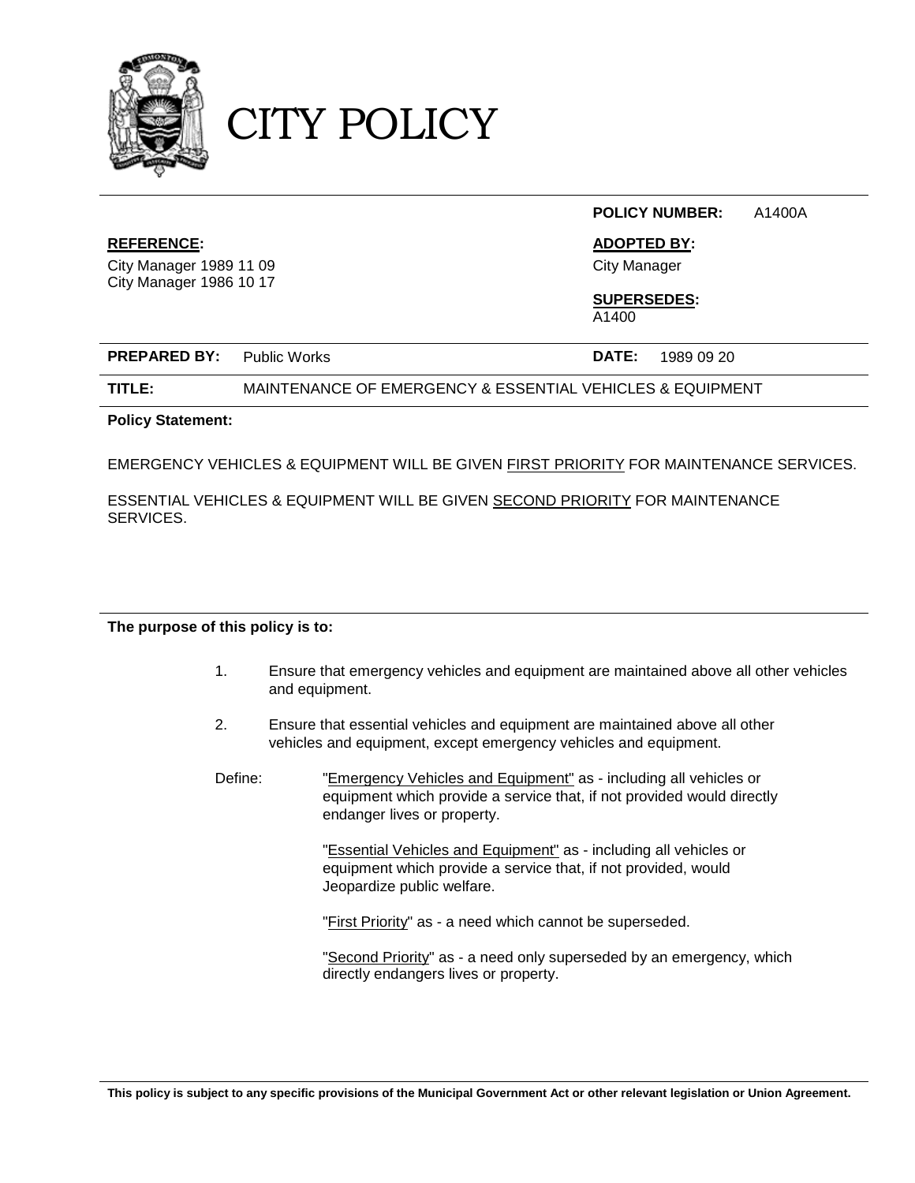# CITY POLICY

**POLICY NUMBER:** A1400A

**REFERENCE:**

City Manager 1989 11 09
City Manager 1986 10 17

**ADOPTED BY:**

City Manager

**SUPERSEDES:**

A1400

**PREPARED BY:** Public Works

**DATE:** 1989 09 20

**TITLE:** MAINTENANCE OF EMERGENCY & ESSENTIAL VEHICLES & EQUIPMENT

**Policy Statement:**

EMERGENCY VEHICLES & EQUIPMENT WILL BE GIVEN FIRST PRIORITY FOR MAINTENANCE SERVICES.

ESSENTIAL VEHICLES & EQUIPMENT WILL BE GIVEN SECOND PRIORITY FOR MAINTENANCE SERVICES.

**The purpose of this policy is to:**

1. Ensure that emergency vehicles and equipment are maintained above all other vehicles and equipment.
2. Ensure that essential vehicles and equipment are maintained above all other vehicles and equipment, except emergency vehicles and equipment.

Define: "Emergency Vehicles and Equipment" as - including all vehicles or equipment which provide a service that, if not provided would directly endanger lives or property.

"Essential Vehicles and Equipment" as - including all vehicles or equipment which provide a service that, if not provided, would Jeopardize public welfare.

"First Priority" as - a need which cannot be superseded.

"Second Priority" as - a need only superseded by an emergency, which directly endangers lives or property.

**This policy is subject to any specific provisions of the Municipal Government Act or other relevant legislation or Union Agreement.**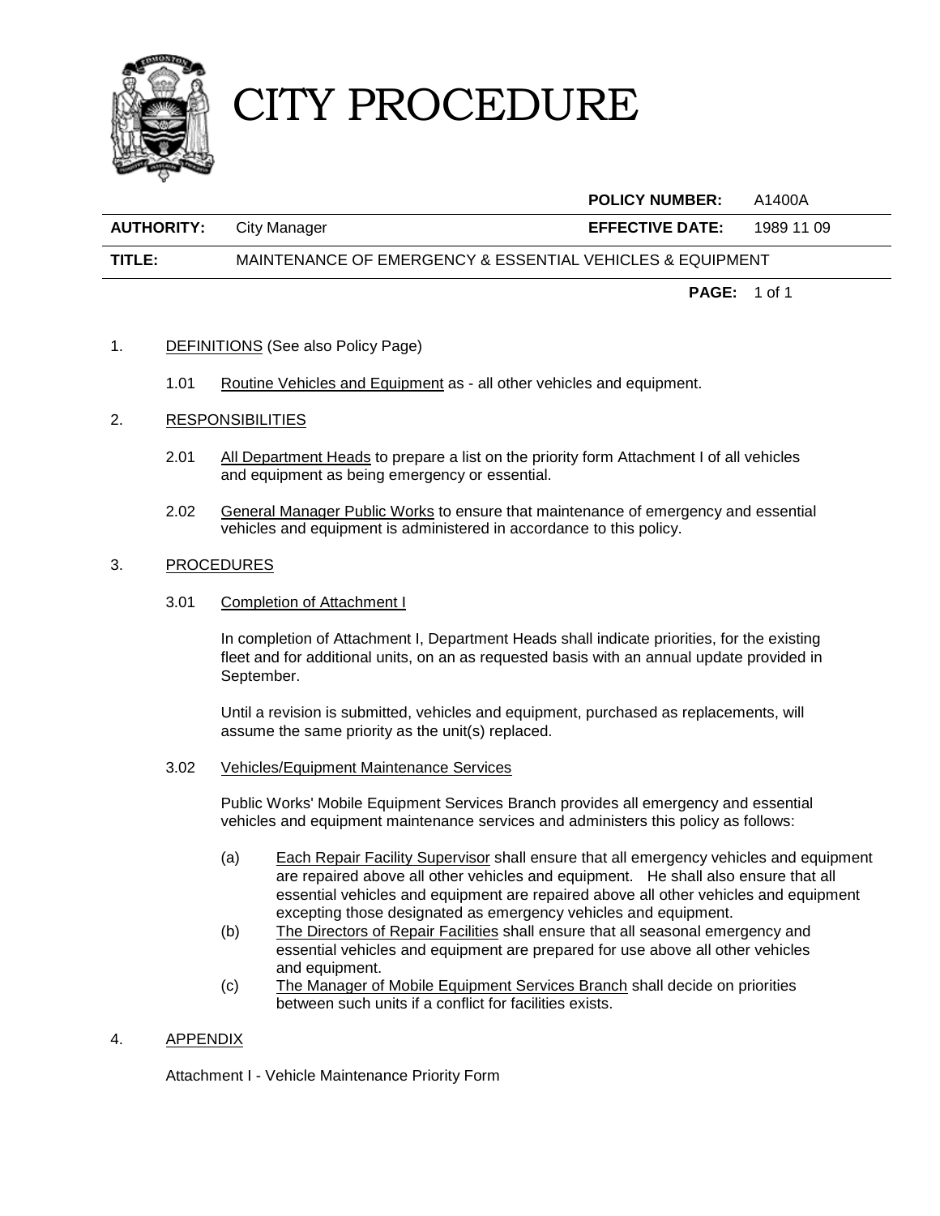# CITY PROCEDURE

| | | | |
|---|---|---|---|
| | | **POLICY NUMBER:** | A1400A |
| **AUTHORITY:** | City Manager | **EFFECTIVE DATE:** | 1989 11 09 |
| **TITLE:** | MAINTENANCE OF EMERGENCY & ESSENTIAL VEHICLES & EQUIPMENT | | |

1. DEFINITIONS (See also Policy Page)

   1.01 Routine Vehicles and Equipment as - all other vehicles and equipment.

2. RESPONSIBILITIES

   2.01 All Department Heads to prepare a list on the priority form Attachment I of all vehicles and equipment as being emergency or essential.

   2.02 General Manager Public Works to ensure that maintenance of emergency and essential vehicles and equipment is administered in accordance to this policy.

3. PROCEDURES

   3.01 Completion of Attachment I

   In completion of Attachment I, Department Heads shall indicate priorities, for the existing fleet and for additional units, on an as requested basis with an annual update provided in September.

   Until a revision is submitted, vehicles and equipment, purchased as replacements, will assume the same priority as the unit(s) replaced.

   3.02 Vehicles/Equipment Maintenance Services

   Public Works' Mobile Equipment Services Branch provides all emergency and essential vehicles and equipment maintenance services and administers this policy as follows:

   (a) Each Repair Facility Supervisor shall ensure that all emergency vehicles and equipment are repaired above all other vehicles and equipment. He shall also ensure that all essential vehicles and equipment are repaired above all other vehicles and equipment excepting those designated as emergency vehicles and equipment.

   (b) The Directors of Repair Facilities shall ensure that all seasonal emergency and essential vehicles and equipment are prepared for use above all other vehicles and equipment.

   (c) The Manager of Mobile Equipment Services Branch shall decide on priorities between such units if a conflict for facilities exists.

4. APPENDIX

   Attachment I - Vehicle Maintenance Priority Form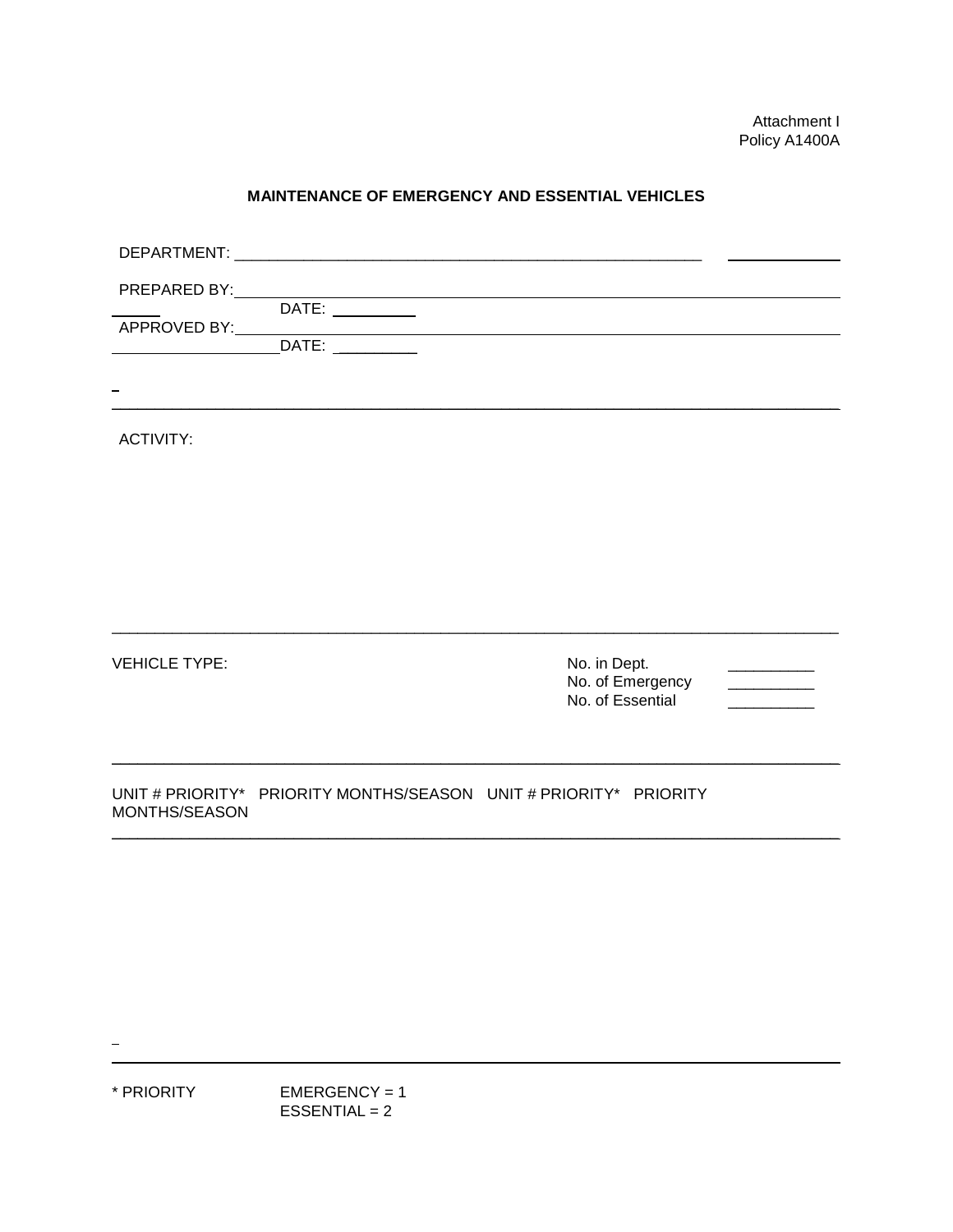Attachment I
Policy A1400A

## MAINTENANCE OF EMERGENCY AND ESSENTIAL VEHICLES

DEPARTMENT: ____________________________________________________ ____________

PREPARED BY: ____________________________________________________

DATE: __________

APPROVED BY: ____________________________________________________

DATE: _________

---

ACTIVITY:

---

VEHICLE TYPE:

No. in Dept. __________
No. of Emergency __________
No. of Essential __________

---

UNIT # PRIORITY* PRIORITY MONTHS/SEASON UNIT # PRIORITY* PRIORITY MONTHS/SEASON

---

---

\* PRIORITY EMERGENCY = 1
ESSENTIAL = 2